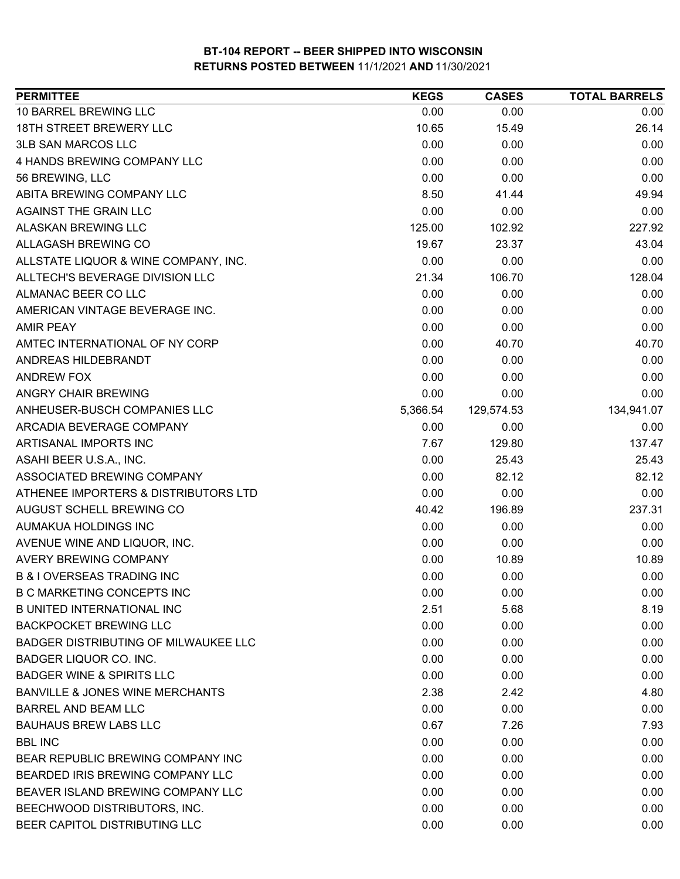# BT-104 REPORT -- BEER SHIPPED INTO WISCONSIN
## RETURNS POSTED BETWEEN 11/1/2021 AND 11/30/2021

| PERMITTEE | KEGS | CASES | TOTAL BARRELS |
|---|---|---|---|
| 10 BARREL BREWING LLC | 0.00 | 0.00 | 0.00 |
| 18TH STREET BREWERY LLC | 10.65 | 15.49 | 26.14 |
| 3LB SAN MARCOS LLC | 0.00 | 0.00 | 0.00 |
| 4 HANDS BREWING COMPANY LLC | 0.00 | 0.00 | 0.00 |
| 56 BREWING, LLC | 0.00 | 0.00 | 0.00 |
| ABITA BREWING COMPANY LLC | 8.50 | 41.44 | 49.94 |
| AGAINST THE GRAIN LLC | 0.00 | 0.00 | 0.00 |
| ALASKAN BREWING LLC | 125.00 | 102.92 | 227.92 |
| ALLAGASH BREWING CO | 19.67 | 23.37 | 43.04 |
| ALLSTATE LIQUOR & WINE COMPANY, INC. | 0.00 | 0.00 | 0.00 |
| ALLTECH'S BEVERAGE DIVISION LLC | 21.34 | 106.70 | 128.04 |
| ALMANAC BEER CO LLC | 0.00 | 0.00 | 0.00 |
| AMERICAN VINTAGE BEVERAGE INC. | 0.00 | 0.00 | 0.00 |
| AMIR PEAY | 0.00 | 0.00 | 0.00 |
| AMTEC INTERNATIONAL OF NY CORP | 0.00 | 40.70 | 40.70 |
| ANDREAS HILDEBRANDT | 0.00 | 0.00 | 0.00 |
| ANDREW FOX | 0.00 | 0.00 | 0.00 |
| ANGRY CHAIR BREWING | 0.00 | 0.00 | 0.00 |
| ANHEUSER-BUSCH COMPANIES LLC | 5,366.54 | 129,574.53 | 134,941.07 |
| ARCADIA BEVERAGE COMPANY | 0.00 | 0.00 | 0.00 |
| ARTISANAL IMPORTS INC | 7.67 | 129.80 | 137.47 |
| ASAHI BEER U.S.A., INC. | 0.00 | 25.43 | 25.43 |
| ASSOCIATED BREWING COMPANY | 0.00 | 82.12 | 82.12 |
| ATHENEE IMPORTERS & DISTRIBUTORS LTD | 0.00 | 0.00 | 0.00 |
| AUGUST SCHELL BREWING CO | 40.42 | 196.89 | 237.31 |
| AUMAKUA HOLDINGS INC | 0.00 | 0.00 | 0.00 |
| AVENUE WINE AND LIQUOR, INC. | 0.00 | 0.00 | 0.00 |
| AVERY BREWING COMPANY | 0.00 | 10.89 | 10.89 |
| B & I OVERSEAS TRADING INC | 0.00 | 0.00 | 0.00 |
| B C MARKETING CONCEPTS INC | 0.00 | 0.00 | 0.00 |
| B UNITED INTERNATIONAL INC | 2.51 | 5.68 | 8.19 |
| BACKPOCKET BREWING LLC | 0.00 | 0.00 | 0.00 |
| BADGER DISTRIBUTING OF MILWAUKEE LLC | 0.00 | 0.00 | 0.00 |
| BADGER LIQUOR CO. INC. | 0.00 | 0.00 | 0.00 |
| BADGER WINE & SPIRITS LLC | 0.00 | 0.00 | 0.00 |
| BANVILLE & JONES WINE MERCHANTS | 2.38 | 2.42 | 4.80 |
| BARREL AND BEAM LLC | 0.00 | 0.00 | 0.00 |
| BAUHAUS BREW LABS LLC | 0.67 | 7.26 | 7.93 |
| BBL INC | 0.00 | 0.00 | 0.00 |
| BEAR REPUBLIC BREWING COMPANY INC | 0.00 | 0.00 | 0.00 |
| BEARDED IRIS BREWING COMPANY LLC | 0.00 | 0.00 | 0.00 |
| BEAVER ISLAND BREWING COMPANY LLC | 0.00 | 0.00 | 0.00 |
| BEECHWOOD DISTRIBUTORS, INC. | 0.00 | 0.00 | 0.00 |
| BEER CAPITOL DISTRIBUTING LLC | 0.00 | 0.00 | 0.00 |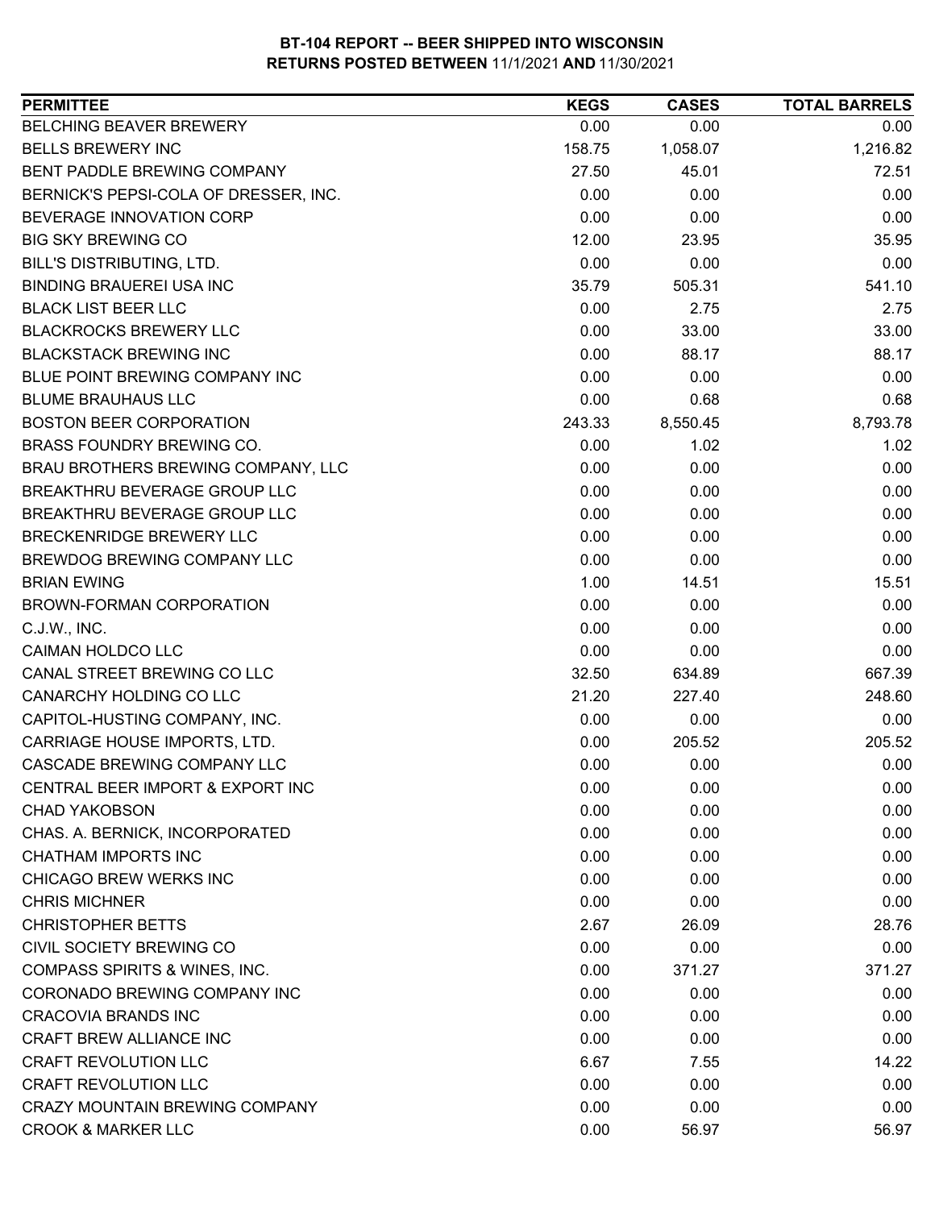# BT-104 REPORT -- BEER SHIPPED INTO WISCONSIN
## RETURNS POSTED BETWEEN 11/1/2021 AND 11/30/2021

| PERMITTEE | KEGS | CASES | TOTAL BARRELS |
|---|---|---|---|
| BELCHING BEAVER BREWERY | 0.00 | 0.00 | 0.00 |
| BELLS BREWERY INC | 158.75 | 1,058.07 | 1,216.82 |
| BENT PADDLE BREWING COMPANY | 27.50 | 45.01 | 72.51 |
| BERNICK'S PEPSI-COLA OF DRESSER, INC. | 0.00 | 0.00 | 0.00 |
| BEVERAGE INNOVATION CORP | 0.00 | 0.00 | 0.00 |
| BIG SKY BREWING CO | 12.00 | 23.95 | 35.95 |
| BILL'S DISTRIBUTING, LTD. | 0.00 | 0.00 | 0.00 |
| BINDING BRAUEREI USA INC | 35.79 | 505.31 | 541.10 |
| BLACK LIST BEER LLC | 0.00 | 2.75 | 2.75 |
| BLACKROCKS BREWERY LLC | 0.00 | 33.00 | 33.00 |
| BLACKSTACK BREWING INC | 0.00 | 88.17 | 88.17 |
| BLUE POINT BREWING COMPANY INC | 0.00 | 0.00 | 0.00 |
| BLUME BRAUHAUS LLC | 0.00 | 0.68 | 0.68 |
| BOSTON BEER CORPORATION | 243.33 | 8,550.45 | 8,793.78 |
| BRASS FOUNDRY BREWING CO. | 0.00 | 1.02 | 1.02 |
| BRAU BROTHERS BREWING COMPANY, LLC | 0.00 | 0.00 | 0.00 |
| BREAKTHRU BEVERAGE GROUP LLC | 0.00 | 0.00 | 0.00 |
| BREAKTHRU BEVERAGE GROUP LLC | 0.00 | 0.00 | 0.00 |
| BRECKENRIDGE BREWERY LLC | 0.00 | 0.00 | 0.00 |
| BREWDOG BREWING COMPANY LLC | 0.00 | 0.00 | 0.00 |
| BRIAN EWING | 1.00 | 14.51 | 15.51 |
| BROWN-FORMAN CORPORATION | 0.00 | 0.00 | 0.00 |
| C.J.W., INC. | 0.00 | 0.00 | 0.00 |
| CAIMAN HOLDCO LLC | 0.00 | 0.00 | 0.00 |
| CANAL STREET BREWING CO LLC | 32.50 | 634.89 | 667.39 |
| CANARCHY HOLDING CO LLC | 21.20 | 227.40 | 248.60 |
| CAPITOL-HUSTING COMPANY, INC. | 0.00 | 0.00 | 0.00 |
| CARRIAGE HOUSE IMPORTS, LTD. | 0.00 | 205.52 | 205.52 |
| CASCADE BREWING COMPANY LLC | 0.00 | 0.00 | 0.00 |
| CENTRAL BEER IMPORT & EXPORT INC | 0.00 | 0.00 | 0.00 |
| CHAD YAKOBSON | 0.00 | 0.00 | 0.00 |
| CHAS. A. BERNICK, INCORPORATED | 0.00 | 0.00 | 0.00 |
| CHATHAM IMPORTS INC | 0.00 | 0.00 | 0.00 |
| CHICAGO BREW WERKS INC | 0.00 | 0.00 | 0.00 |
| CHRIS MICHNER | 0.00 | 0.00 | 0.00 |
| CHRISTOPHER BETTS | 2.67 | 26.09 | 28.76 |
| CIVIL SOCIETY BREWING CO | 0.00 | 0.00 | 0.00 |
| COMPASS SPIRITS & WINES, INC. | 0.00 | 371.27 | 371.27 |
| CORONADO BREWING COMPANY INC | 0.00 | 0.00 | 0.00 |
| CRACOVIA BRANDS INC | 0.00 | 0.00 | 0.00 |
| CRAFT BREW ALLIANCE INC | 0.00 | 0.00 | 0.00 |
| CRAFT REVOLUTION LLC | 6.67 | 7.55 | 14.22 |
| CRAFT REVOLUTION LLC | 0.00 | 0.00 | 0.00 |
| CRAZY MOUNTAIN BREWING COMPANY | 0.00 | 0.00 | 0.00 |
| CROOK & MARKER LLC | 0.00 | 56.97 | 56.97 |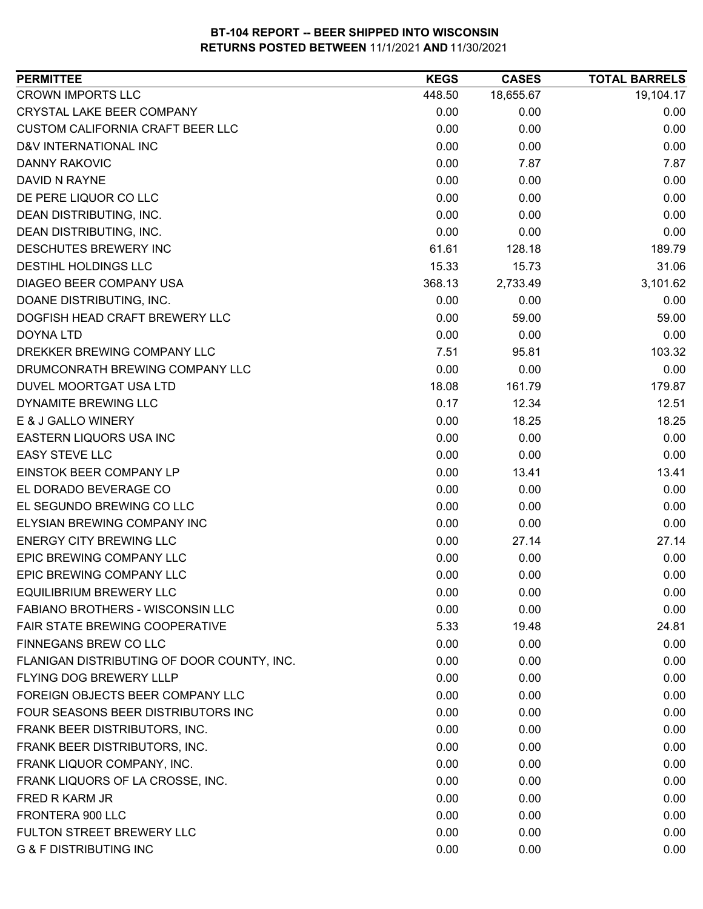**BT-104 REPORT -- BEER SHIPPED INTO WISCONSIN**
**RETURNS POSTED BETWEEN** 11/1/2021 **AND** 11/30/2021

| PERMITTEE | KEGS | CASES | TOTAL BARRELS |
|---|---|---|---|
| CROWN IMPORTS LLC | 448.50 | 18,655.67 | 19,104.17 |
| CRYSTAL LAKE BEER COMPANY | 0.00 | 0.00 | 0.00 |
| CUSTOM CALIFORNIA CRAFT BEER LLC | 0.00 | 0.00 | 0.00 |
| D&V INTERNATIONAL INC | 0.00 | 0.00 | 0.00 |
| DANNY RAKOVIC | 0.00 | 7.87 | 7.87 |
| DAVID N RAYNE | 0.00 | 0.00 | 0.00 |
| DE PERE LIQUOR CO LLC | 0.00 | 0.00 | 0.00 |
| DEAN DISTRIBUTING, INC. | 0.00 | 0.00 | 0.00 |
| DEAN DISTRIBUTING, INC. | 0.00 | 0.00 | 0.00 |
| DESCHUTES BREWERY INC | 61.61 | 128.18 | 189.79 |
| DESTIHL HOLDINGS LLC | 15.33 | 15.73 | 31.06 |
| DIAGEO BEER COMPANY USA | 368.13 | 2,733.49 | 3,101.62 |
| DOANE DISTRIBUTING, INC. | 0.00 | 0.00 | 0.00 |
| DOGFISH HEAD CRAFT BREWERY LLC | 0.00 | 59.00 | 59.00 |
| DOYNA LTD | 0.00 | 0.00 | 0.00 |
| DREKKER BREWING COMPANY LLC | 7.51 | 95.81 | 103.32 |
| DRUMCONRATH BREWING COMPANY LLC | 0.00 | 0.00 | 0.00 |
| DUVEL MOORTGAT USA LTD | 18.08 | 161.79 | 179.87 |
| DYNAMITE BREWING LLC | 0.17 | 12.34 | 12.51 |
| E & J GALLO WINERY | 0.00 | 18.25 | 18.25 |
| EASTERN LIQUORS USA INC | 0.00 | 0.00 | 0.00 |
| EASY STEVE LLC | 0.00 | 0.00 | 0.00 |
| EINSTOK BEER COMPANY LP | 0.00 | 13.41 | 13.41 |
| EL DORADO BEVERAGE CO | 0.00 | 0.00 | 0.00 |
| EL SEGUNDO BREWING CO LLC | 0.00 | 0.00 | 0.00 |
| ELYSIAN BREWING COMPANY INC | 0.00 | 0.00 | 0.00 |
| ENERGY CITY BREWING LLC | 0.00 | 27.14 | 27.14 |
| EPIC BREWING COMPANY LLC | 0.00 | 0.00 | 0.00 |
| EPIC BREWING COMPANY LLC | 0.00 | 0.00 | 0.00 |
| EQUILIBRIUM BREWERY LLC | 0.00 | 0.00 | 0.00 |
| FABIANO BROTHERS - WISCONSIN LLC | 0.00 | 0.00 | 0.00 |
| FAIR STATE BREWING COOPERATIVE | 5.33 | 19.48 | 24.81 |
| FINNEGANS BREW CO LLC | 0.00 | 0.00 | 0.00 |
| FLANIGAN DISTRIBUTING OF DOOR COUNTY, INC. | 0.00 | 0.00 | 0.00 |
| FLYING DOG BREWERY LLLP | 0.00 | 0.00 | 0.00 |
| FOREIGN OBJECTS BEER COMPANY LLC | 0.00 | 0.00 | 0.00 |
| FOUR SEASONS BEER DISTRIBUTORS INC | 0.00 | 0.00 | 0.00 |
| FRANK BEER DISTRIBUTORS, INC. | 0.00 | 0.00 | 0.00 |
| FRANK BEER DISTRIBUTORS, INC. | 0.00 | 0.00 | 0.00 |
| FRANK LIQUOR COMPANY, INC. | 0.00 | 0.00 | 0.00 |
| FRANK LIQUORS OF LA CROSSE, INC. | 0.00 | 0.00 | 0.00 |
| FRED R KARM JR | 0.00 | 0.00 | 0.00 |
| FRONTERA 900 LLC | 0.00 | 0.00 | 0.00 |
| FULTON STREET BREWERY LLC | 0.00 | 0.00 | 0.00 |
| G & F DISTRIBUTING INC | 0.00 | 0.00 | 0.00 |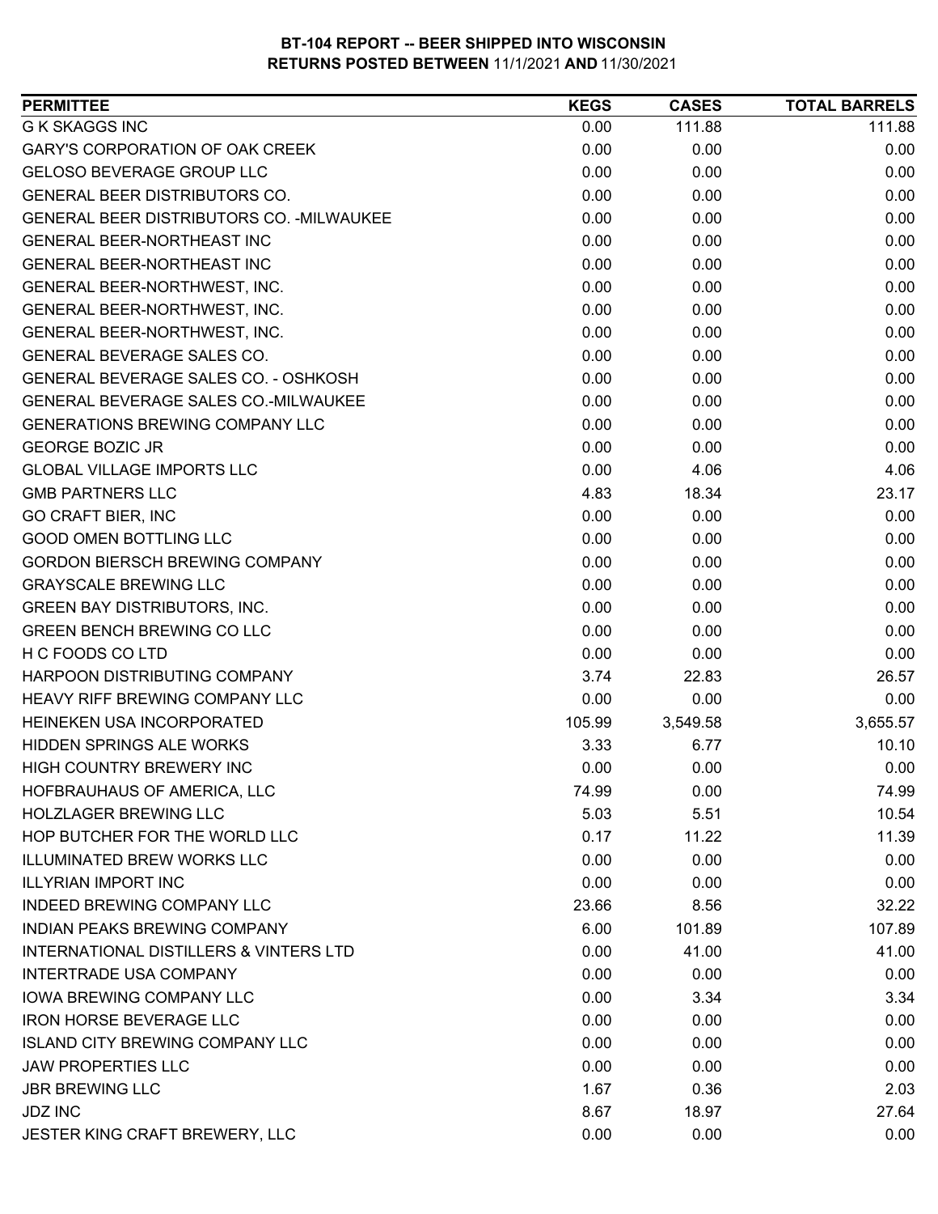**BT-104 REPORT -- BEER SHIPPED INTO WISCONSIN**
**RETURNS POSTED BETWEEN 11/1/2021 AND 11/30/2021**

| PERMITTEE | KEGS | CASES | TOTAL BARRELS |
|---|---|---|---|
| G K SKAGGS INC | 0.00 | 111.88 | 111.88 |
| GARY'S CORPORATION OF OAK CREEK | 0.00 | 0.00 | 0.00 |
| GELOSO BEVERAGE GROUP LLC | 0.00 | 0.00 | 0.00 |
| GENERAL BEER DISTRIBUTORS CO. | 0.00 | 0.00 | 0.00 |
| GENERAL BEER DISTRIBUTORS CO. -MILWAUKEE | 0.00 | 0.00 | 0.00 |
| GENERAL BEER-NORTHEAST INC | 0.00 | 0.00 | 0.00 |
| GENERAL BEER-NORTHEAST INC | 0.00 | 0.00 | 0.00 |
| GENERAL BEER-NORTHWEST, INC. | 0.00 | 0.00 | 0.00 |
| GENERAL BEER-NORTHWEST, INC. | 0.00 | 0.00 | 0.00 |
| GENERAL BEER-NORTHWEST, INC. | 0.00 | 0.00 | 0.00 |
| GENERAL BEVERAGE SALES CO. | 0.00 | 0.00 | 0.00 |
| GENERAL BEVERAGE SALES CO. - OSHKOSH | 0.00 | 0.00 | 0.00 |
| GENERAL BEVERAGE SALES CO.-MILWAUKEE | 0.00 | 0.00 | 0.00 |
| GENERATIONS BREWING COMPANY LLC | 0.00 | 0.00 | 0.00 |
| GEORGE BOZIC JR | 0.00 | 0.00 | 0.00 |
| GLOBAL VILLAGE IMPORTS LLC | 0.00 | 4.06 | 4.06 |
| GMB PARTNERS LLC | 4.83 | 18.34 | 23.17 |
| GO CRAFT BIER, INC | 0.00 | 0.00 | 0.00 |
| GOOD OMEN BOTTLING LLC | 0.00 | 0.00 | 0.00 |
| GORDON BIERSCH BREWING COMPANY | 0.00 | 0.00 | 0.00 |
| GRAYSCALE BREWING LLC | 0.00 | 0.00 | 0.00 |
| GREEN BAY DISTRIBUTORS, INC. | 0.00 | 0.00 | 0.00 |
| GREEN BENCH BREWING CO LLC | 0.00 | 0.00 | 0.00 |
| H C FOODS CO LTD | 0.00 | 0.00 | 0.00 |
| HARPOON DISTRIBUTING COMPANY | 3.74 | 22.83 | 26.57 |
| HEAVY RIFF BREWING COMPANY LLC | 0.00 | 0.00 | 0.00 |
| HEINEKEN USA INCORPORATED | 105.99 | 3,549.58 | 3,655.57 |
| HIDDEN SPRINGS ALE WORKS | 3.33 | 6.77 | 10.10 |
| HIGH COUNTRY BREWERY INC | 0.00 | 0.00 | 0.00 |
| HOFBRAUHAUS OF AMERICA, LLC | 74.99 | 0.00 | 74.99 |
| HOLZLAGER BREWING LLC | 5.03 | 5.51 | 10.54 |
| HOP BUTCHER FOR THE WORLD LLC | 0.17 | 11.22 | 11.39 |
| ILLUMINATED BREW WORKS LLC | 0.00 | 0.00 | 0.00 |
| ILLYRIAN IMPORT INC | 0.00 | 0.00 | 0.00 |
| INDEED BREWING COMPANY LLC | 23.66 | 8.56 | 32.22 |
| INDIAN PEAKS BREWING COMPANY | 6.00 | 101.89 | 107.89 |
| INTERNATIONAL DISTILLERS & VINTERS LTD | 0.00 | 41.00 | 41.00 |
| INTERTRADE USA COMPANY | 0.00 | 0.00 | 0.00 |
| IOWA BREWING COMPANY LLC | 0.00 | 3.34 | 3.34 |
| IRON HORSE BEVERAGE LLC | 0.00 | 0.00 | 0.00 |
| ISLAND CITY BREWING COMPANY LLC | 0.00 | 0.00 | 0.00 |
| JAW PROPERTIES LLC | 0.00 | 0.00 | 0.00 |
| JBR BREWING LLC | 1.67 | 0.36 | 2.03 |
| JDZ INC | 8.67 | 18.97 | 27.64 |
| JESTER KING CRAFT BREWERY, LLC | 0.00 | 0.00 | 0.00 |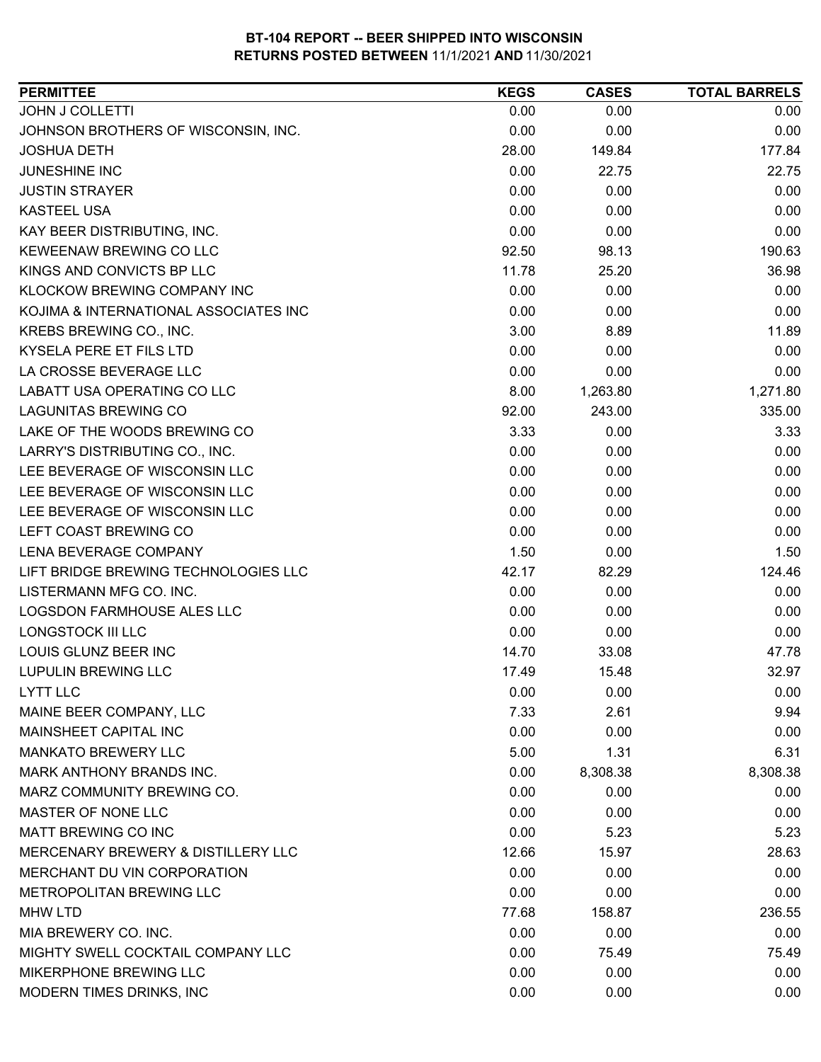**BT-104 REPORT -- BEER SHIPPED INTO WISCONSIN**
**RETURNS POSTED BETWEEN 11/1/2021 AND 11/30/2021**

| PERMITTEE | KEGS | CASES | TOTAL BARRELS |
|---|---|---|---|
| JOHN J COLLETTI | 0.00 | 0.00 | 0.00 |
| JOHNSON BROTHERS OF WISCONSIN, INC. | 0.00 | 0.00 | 0.00 |
| JOSHUA DETH | 28.00 | 149.84 | 177.84 |
| JUNESHINE INC | 0.00 | 22.75 | 22.75 |
| JUSTIN STRAYER | 0.00 | 0.00 | 0.00 |
| KASTEEL USA | 0.00 | 0.00 | 0.00 |
| KAY BEER DISTRIBUTING, INC. | 0.00 | 0.00 | 0.00 |
| KEWEENAW BREWING CO LLC | 92.50 | 98.13 | 190.63 |
| KINGS AND CONVICTS BP LLC | 11.78 | 25.20 | 36.98 |
| KLOCKOW BREWING COMPANY INC | 0.00 | 0.00 | 0.00 |
| KOJIMA & INTERNATIONAL ASSOCIATES INC | 0.00 | 0.00 | 0.00 |
| KREBS BREWING CO., INC. | 3.00 | 8.89 | 11.89 |
| KYSELA PERE ET FILS LTD | 0.00 | 0.00 | 0.00 |
| LA CROSSE BEVERAGE LLC | 0.00 | 0.00 | 0.00 |
| LABATT USA OPERATING CO LLC | 8.00 | 1,263.80 | 1,271.80 |
| LAGUNITAS BREWING CO | 92.00 | 243.00 | 335.00 |
| LAKE OF THE WOODS BREWING CO | 3.33 | 0.00 | 3.33 |
| LARRY'S DISTRIBUTING CO., INC. | 0.00 | 0.00 | 0.00 |
| LEE BEVERAGE OF WISCONSIN LLC | 0.00 | 0.00 | 0.00 |
| LEE BEVERAGE OF WISCONSIN LLC | 0.00 | 0.00 | 0.00 |
| LEE BEVERAGE OF WISCONSIN LLC | 0.00 | 0.00 | 0.00 |
| LEFT COAST BREWING CO | 0.00 | 0.00 | 0.00 |
| LENA BEVERAGE COMPANY | 1.50 | 0.00 | 1.50 |
| LIFT BRIDGE BREWING TECHNOLOGIES LLC | 42.17 | 82.29 | 124.46 |
| LISTERMANN MFG CO. INC. | 0.00 | 0.00 | 0.00 |
| LOGSDON FARMHOUSE ALES LLC | 0.00 | 0.00 | 0.00 |
| LONGSTOCK III LLC | 0.00 | 0.00 | 0.00 |
| LOUIS GLUNZ BEER INC | 14.70 | 33.08 | 47.78 |
| LUPULIN BREWING LLC | 17.49 | 15.48 | 32.97 |
| LYTT LLC | 0.00 | 0.00 | 0.00 |
| MAINE BEER COMPANY, LLC | 7.33 | 2.61 | 9.94 |
| MAINSHEET CAPITAL INC | 0.00 | 0.00 | 0.00 |
| MANKATO BREWERY LLC | 5.00 | 1.31 | 6.31 |
| MARK ANTHONY BRANDS INC. | 0.00 | 8,308.38 | 8,308.38 |
| MARZ COMMUNITY BREWING CO. | 0.00 | 0.00 | 0.00 |
| MASTER OF NONE LLC | 0.00 | 0.00 | 0.00 |
| MATT BREWING CO INC | 0.00 | 5.23 | 5.23 |
| MERCENARY BREWERY & DISTILLERY LLC | 12.66 | 15.97 | 28.63 |
| MERCHANT DU VIN CORPORATION | 0.00 | 0.00 | 0.00 |
| METROPOLITAN BREWING LLC | 0.00 | 0.00 | 0.00 |
| MHW LTD | 77.68 | 158.87 | 236.55 |
| MIA BREWERY CO. INC. | 0.00 | 0.00 | 0.00 |
| MIGHTY SWELL COCKTAIL COMPANY LLC | 0.00 | 75.49 | 75.49 |
| MIKERPHONE BREWING LLC | 0.00 | 0.00 | 0.00 |
| MODERN TIMES DRINKS, INC | 0.00 | 0.00 | 0.00 |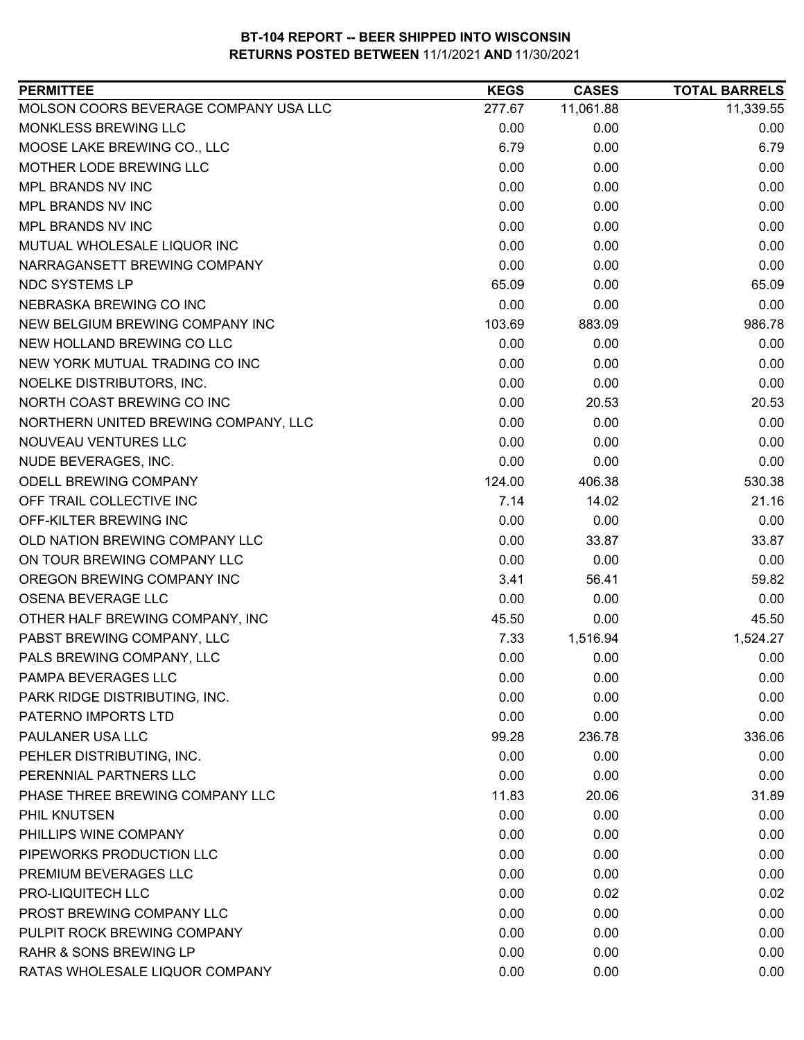**BT-104 REPORT -- BEER SHIPPED INTO WISCONSIN**
**RETURNS POSTED BETWEEN 11/1/2021 AND 11/30/2021**

| PERMITTEE | KEGS | CASES | TOTAL BARRELS |
|---|---|---|---|
| MOLSON COORS BEVERAGE COMPANY USA LLC | 277.67 | 11,061.88 | 11,339.55 |
| MONKLESS BREWING LLC | 0.00 | 0.00 | 0.00 |
| MOOSE LAKE BREWING CO., LLC | 6.79 | 0.00 | 6.79 |
| MOTHER LODE BREWING LLC | 0.00 | 0.00 | 0.00 |
| MPL BRANDS NV INC | 0.00 | 0.00 | 0.00 |
| MPL BRANDS NV INC | 0.00 | 0.00 | 0.00 |
| MPL BRANDS NV INC | 0.00 | 0.00 | 0.00 |
| MUTUAL WHOLESALE LIQUOR INC | 0.00 | 0.00 | 0.00 |
| NARRAGANSETT BREWING COMPANY | 0.00 | 0.00 | 0.00 |
| NDC SYSTEMS LP | 65.09 | 0.00 | 65.09 |
| NEBRASKA BREWING CO INC | 0.00 | 0.00 | 0.00 |
| NEW BELGIUM BREWING COMPANY INC | 103.69 | 883.09 | 986.78 |
| NEW HOLLAND BREWING CO LLC | 0.00 | 0.00 | 0.00 |
| NEW YORK MUTUAL TRADING CO INC | 0.00 | 0.00 | 0.00 |
| NOELKE DISTRIBUTORS, INC. | 0.00 | 0.00 | 0.00 |
| NORTH COAST BREWING CO INC | 0.00 | 20.53 | 20.53 |
| NORTHERN UNITED BREWING COMPANY, LLC | 0.00 | 0.00 | 0.00 |
| NOUVEAU VENTURES LLC | 0.00 | 0.00 | 0.00 |
| NUDE BEVERAGES, INC. | 0.00 | 0.00 | 0.00 |
| ODELL BREWING COMPANY | 124.00 | 406.38 | 530.38 |
| OFF TRAIL COLLECTIVE INC | 7.14 | 14.02 | 21.16 |
| OFF-KILTER BREWING INC | 0.00 | 0.00 | 0.00 |
| OLD NATION BREWING COMPANY LLC | 0.00 | 33.87 | 33.87 |
| ON TOUR BREWING COMPANY LLC | 0.00 | 0.00 | 0.00 |
| OREGON BREWING COMPANY INC | 3.41 | 56.41 | 59.82 |
| OSENA BEVERAGE LLC | 0.00 | 0.00 | 0.00 |
| OTHER HALF BREWING COMPANY, INC | 45.50 | 0.00 | 45.50 |
| PABST BREWING COMPANY, LLC | 7.33 | 1,516.94 | 1,524.27 |
| PALS BREWING COMPANY, LLC | 0.00 | 0.00 | 0.00 |
| PAMPA BEVERAGES LLC | 0.00 | 0.00 | 0.00 |
| PARK RIDGE DISTRIBUTING, INC. | 0.00 | 0.00 | 0.00 |
| PATERNO IMPORTS LTD | 0.00 | 0.00 | 0.00 |
| PAULANER USA LLC | 99.28 | 236.78 | 336.06 |
| PEHLER DISTRIBUTING, INC. | 0.00 | 0.00 | 0.00 |
| PERENNIAL PARTNERS LLC | 0.00 | 0.00 | 0.00 |
| PHASE THREE BREWING COMPANY LLC | 11.83 | 20.06 | 31.89 |
| PHIL KNUTSEN | 0.00 | 0.00 | 0.00 |
| PHILLIPS WINE COMPANY | 0.00 | 0.00 | 0.00 |
| PIPEWORKS PRODUCTION LLC | 0.00 | 0.00 | 0.00 |
| PREMIUM BEVERAGES LLC | 0.00 | 0.00 | 0.00 |
| PRO-LIQUITECH LLC | 0.00 | 0.02 | 0.02 |
| PROST BREWING COMPANY LLC | 0.00 | 0.00 | 0.00 |
| PULPIT ROCK BREWING COMPANY | 0.00 | 0.00 | 0.00 |
| RAHR & SONS BREWING LP | 0.00 | 0.00 | 0.00 |
| RATAS WHOLESALE LIQUOR COMPANY | 0.00 | 0.00 | 0.00 |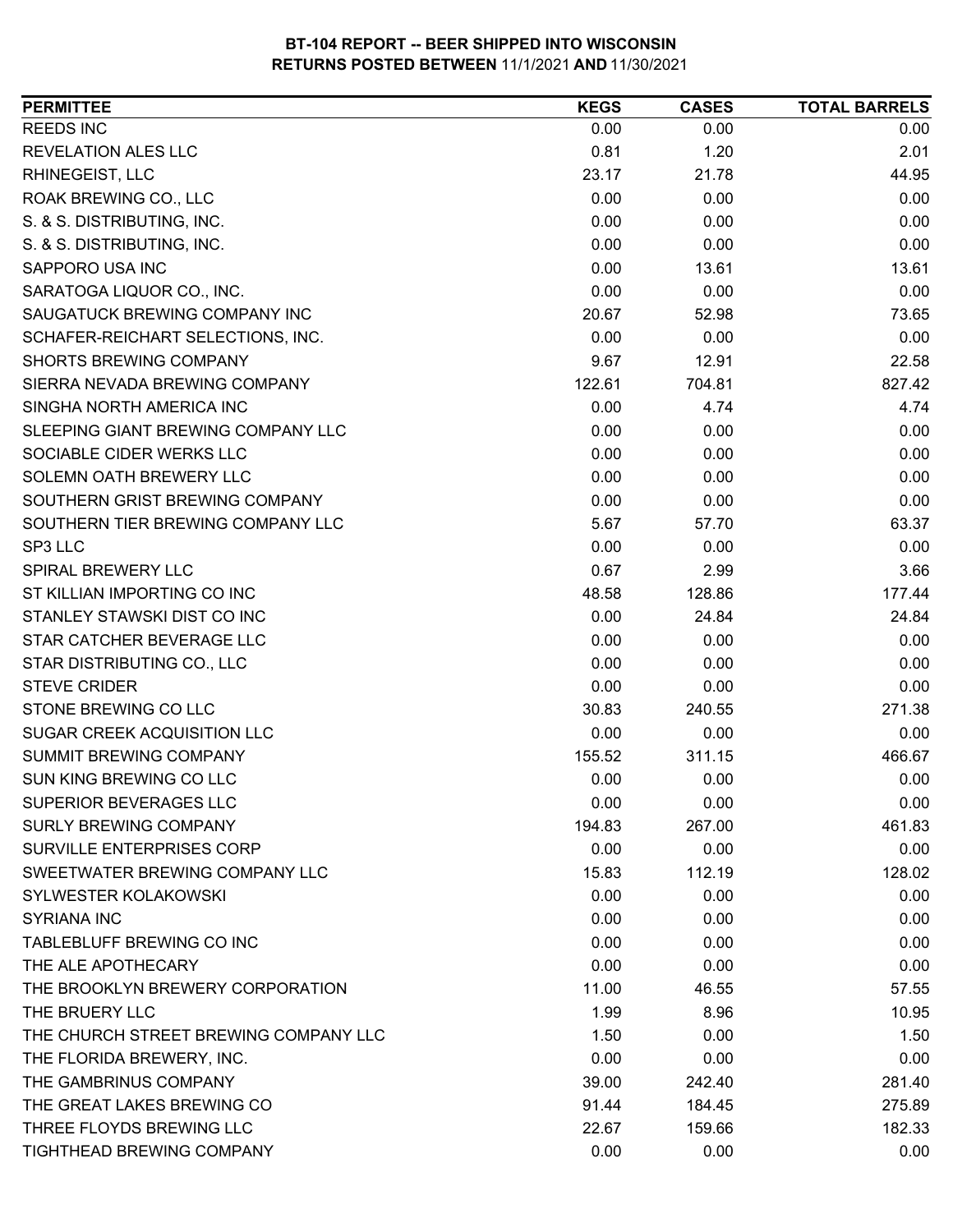# BT-104 REPORT -- BEER SHIPPED INTO WISCONSIN
## RETURNS POSTED BETWEEN 11/1/2021 AND 11/30/2021

| PERMITTEE | KEGS | CASES | TOTAL BARRELS |
|---|---|---|---|
| REEDS INC | 0.00 | 0.00 | 0.00 |
| REVELATION ALES LLC | 0.81 | 1.20 | 2.01 |
| RHINEGEIST, LLC | 23.17 | 21.78 | 44.95 |
| ROAK BREWING CO., LLC | 0.00 | 0.00 | 0.00 |
| S. & S. DISTRIBUTING, INC. | 0.00 | 0.00 | 0.00 |
| S. & S. DISTRIBUTING, INC. | 0.00 | 0.00 | 0.00 |
| SAPPORO USA INC | 0.00 | 13.61 | 13.61 |
| SARATOGA LIQUOR CO., INC. | 0.00 | 0.00 | 0.00 |
| SAUGATUCK BREWING COMPANY INC | 20.67 | 52.98 | 73.65 |
| SCHAFER-REICHART SELECTIONS, INC. | 0.00 | 0.00 | 0.00 |
| SHORTS BREWING COMPANY | 9.67 | 12.91 | 22.58 |
| SIERRA NEVADA BREWING COMPANY | 122.61 | 704.81 | 827.42 |
| SINGHA NORTH AMERICA INC | 0.00 | 4.74 | 4.74 |
| SLEEPING GIANT BREWING COMPANY LLC | 0.00 | 0.00 | 0.00 |
| SOCIABLE CIDER WERKS LLC | 0.00 | 0.00 | 0.00 |
| SOLEMN OATH BREWERY LLC | 0.00 | 0.00 | 0.00 |
| SOUTHERN GRIST BREWING COMPANY | 0.00 | 0.00 | 0.00 |
| SOUTHERN TIER BREWING COMPANY LLC | 5.67 | 57.70 | 63.37 |
| SP3 LLC | 0.00 | 0.00 | 0.00 |
| SPIRAL BREWERY LLC | 0.67 | 2.99 | 3.66 |
| ST KILLIAN IMPORTING CO INC | 48.58 | 128.86 | 177.44 |
| STANLEY STAWSKI DIST CO INC | 0.00 | 24.84 | 24.84 |
| STAR CATCHER BEVERAGE LLC | 0.00 | 0.00 | 0.00 |
| STAR DISTRIBUTING CO., LLC | 0.00 | 0.00 | 0.00 |
| STEVE CRIDER | 0.00 | 0.00 | 0.00 |
| STONE BREWING CO LLC | 30.83 | 240.55 | 271.38 |
| SUGAR CREEK ACQUISITION LLC | 0.00 | 0.00 | 0.00 |
| SUMMIT BREWING COMPANY | 155.52 | 311.15 | 466.67 |
| SUN KING BREWING CO LLC | 0.00 | 0.00 | 0.00 |
| SUPERIOR BEVERAGES LLC | 0.00 | 0.00 | 0.00 |
| SURLY BREWING COMPANY | 194.83 | 267.00 | 461.83 |
| SURVILLE ENTERPRISES CORP | 0.00 | 0.00 | 0.00 |
| SWEETWATER BREWING COMPANY LLC | 15.83 | 112.19 | 128.02 |
| SYLWESTER KOLAKOWSKI | 0.00 | 0.00 | 0.00 |
| SYRIANA INC | 0.00 | 0.00 | 0.00 |
| TABLEBLUFF BREWING CO INC | 0.00 | 0.00 | 0.00 |
| THE ALE APOTHECARY | 0.00 | 0.00 | 0.00 |
| THE BROOKLYN BREWERY CORPORATION | 11.00 | 46.55 | 57.55 |
| THE BRUERY LLC | 1.99 | 8.96 | 10.95 |
| THE CHURCH STREET BREWING COMPANY LLC | 1.50 | 0.00 | 1.50 |
| THE FLORIDA BREWERY, INC. | 0.00 | 0.00 | 0.00 |
| THE GAMBRINUS COMPANY | 39.00 | 242.40 | 281.40 |
| THE GREAT LAKES BREWING CO | 91.44 | 184.45 | 275.89 |
| THREE FLOYDS BREWING LLC | 22.67 | 159.66 | 182.33 |
| TIGHTHEAD BREWING COMPANY | 0.00 | 0.00 | 0.00 |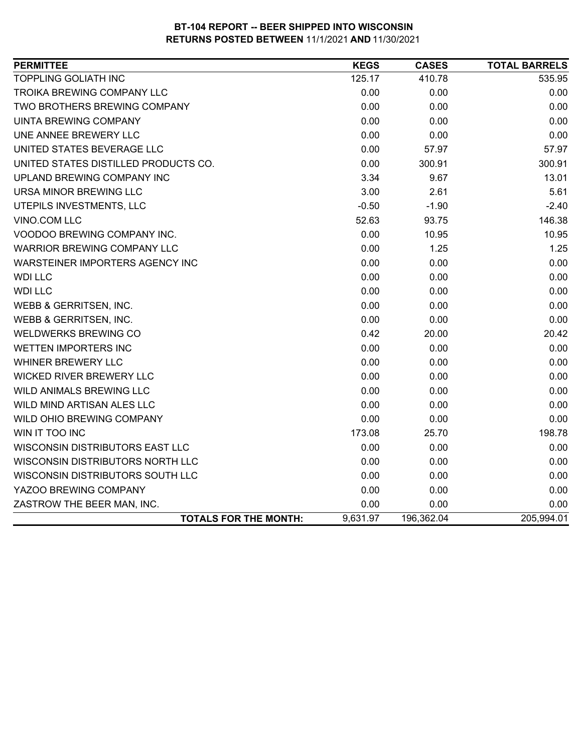# BT-104 REPORT -- BEER SHIPPED INTO WISCONSIN
## RETURNS POSTED BETWEEN 11/1/2021 AND 11/30/2021

| PERMITTEE | KEGS | CASES | TOTAL BARRELS |
|---|---|---|---|
| TOPPLING GOLIATH INC | 125.17 | 410.78 | 535.95 |
| TROIKA BREWING COMPANY LLC | 0.00 | 0.00 | 0.00 |
| TWO BROTHERS BREWING COMPANY | 0.00 | 0.00 | 0.00 |
| UINTA BREWING COMPANY | 0.00 | 0.00 | 0.00 |
| UNE ANNEE BREWERY LLC | 0.00 | 0.00 | 0.00 |
| UNITED STATES BEVERAGE LLC | 0.00 | 57.97 | 57.97 |
| UNITED STATES DISTILLED PRODUCTS CO. | 0.00 | 300.91 | 300.91 |
| UPLAND BREWING COMPANY INC | 3.34 | 9.67 | 13.01 |
| URSA MINOR BREWING LLC | 3.00 | 2.61 | 5.61 |
| UTEPILS INVESTMENTS, LLC | -0.50 | -1.90 | -2.40 |
| VINO.COM LLC | 52.63 | 93.75 | 146.38 |
| VOODOO BREWING COMPANY INC. | 0.00 | 10.95 | 10.95 |
| WARRIOR BREWING COMPANY LLC | 0.00 | 1.25 | 1.25 |
| WARSTEINER IMPORTERS AGENCY INC | 0.00 | 0.00 | 0.00 |
| WDI LLC | 0.00 | 0.00 | 0.00 |
| WDI LLC | 0.00 | 0.00 | 0.00 |
| WEBB & GERRITSEN, INC. | 0.00 | 0.00 | 0.00 |
| WEBB & GERRITSEN, INC. | 0.00 | 0.00 | 0.00 |
| WELDWERKS BREWING CO | 0.42 | 20.00 | 20.42 |
| WETTEN IMPORTERS INC | 0.00 | 0.00 | 0.00 |
| WHINER BREWERY LLC | 0.00 | 0.00 | 0.00 |
| WICKED RIVER BREWERY LLC | 0.00 | 0.00 | 0.00 |
| WILD ANIMALS BREWING LLC | 0.00 | 0.00 | 0.00 |
| WILD MIND ARTISAN ALES LLC | 0.00 | 0.00 | 0.00 |
| WILD OHIO BREWING COMPANY | 0.00 | 0.00 | 0.00 |
| WIN IT TOO INC | 173.08 | 25.70 | 198.78 |
| WISCONSIN DISTRIBUTORS EAST LLC | 0.00 | 0.00 | 0.00 |
| WISCONSIN DISTRIBUTORS NORTH LLC | 0.00 | 0.00 | 0.00 |
| WISCONSIN DISTRIBUTORS SOUTH LLC | 0.00 | 0.00 | 0.00 |
| YAZOO BREWING COMPANY | 0.00 | 0.00 | 0.00 |
| ZASTROW THE BEER MAN, INC. | 0.00 | 0.00 | 0.00 |
| **TOTALS FOR THE MONTH:** | 9,631.97 | 196,362.04 | 205,994.01 |